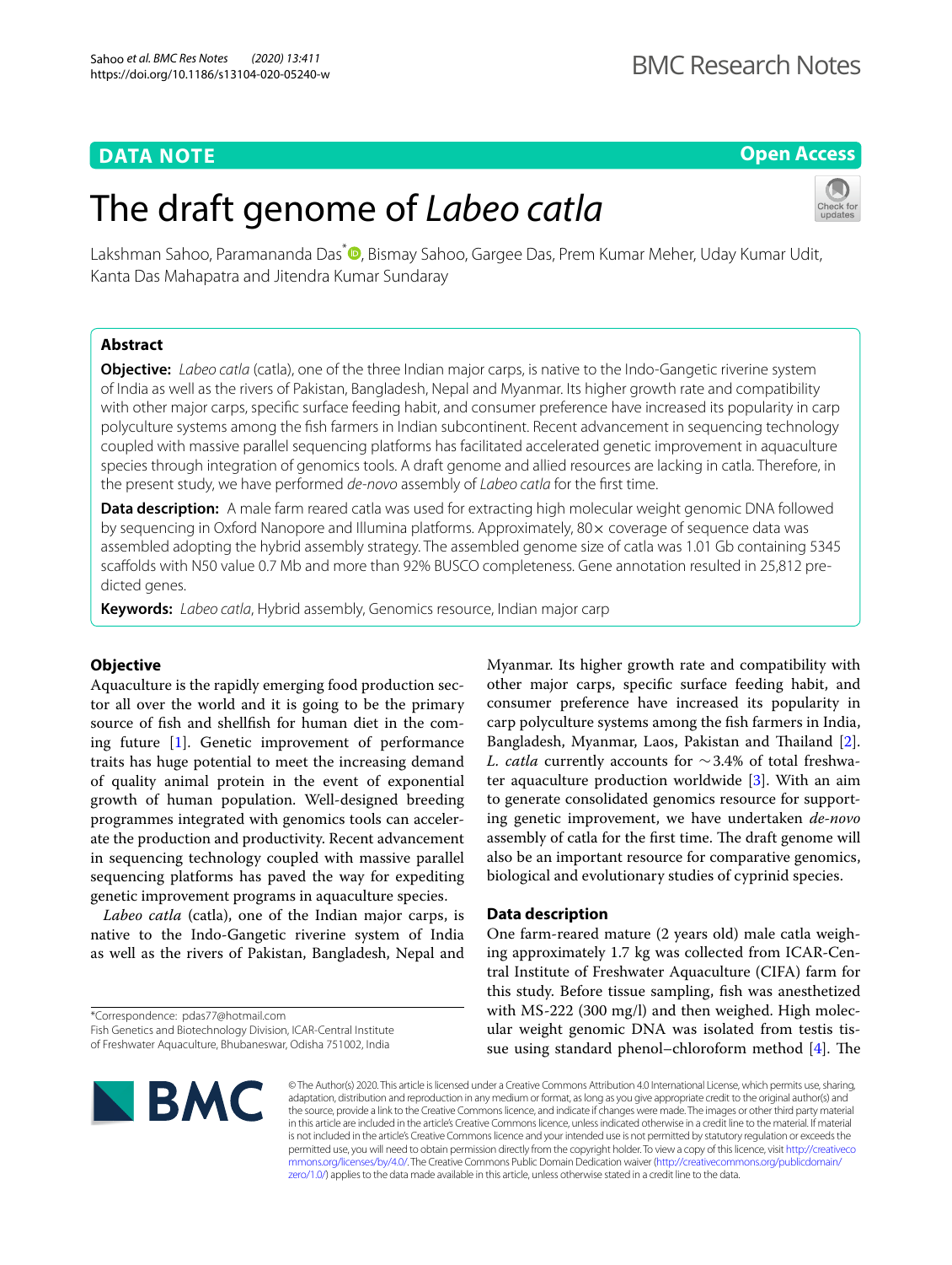DATA NOTE

Open Access

# The draft genome of *Labeo catla*

Lakshman Sahoo, Paramananda Das*, Bismay Sahoo, Gargee Das, Prem Kumar Meher, Uday Kumar Udit, Kanta Das Mahapatra and Jitendra Kumar Sundaray

## Abstract

**Objective:** *Labeo catla* (catla), one of the three Indian major carps, is native to the Indo-Gangetic riverine system of India as well as the rivers of Pakistan, Bangladesh, Nepal and Myanmar. Its higher growth rate and compatibility with other major carps, specific surface feeding habit, and consumer preference have increased its popularity in carp polyculture systems among the fish farmers in Indian subcontinent. Recent advancement in sequencing technology coupled with massive parallel sequencing platforms has facilitated accelerated genetic improvement in aquaculture species through integration of genomics tools. A draft genome and allied resources are lacking in catla. Therefore, in the present study, we have performed *de-novo* assembly of *Labeo catla* for the first time.

**Data description:** A male farm reared catla was used for extracting high molecular weight genomic DNA followed by sequencing in Oxford Nanopore and Illumina platforms. Approximately, 80× coverage of sequence data was assembled adopting the hybrid assembly strategy. The assembled genome size of catla was 1.01 Gb containing 5345 scaffolds with N50 value 0.7 Mb and more than 92% BUSCO completeness. Gene annotation resulted in 25,812 predicted genes.

**Keywords:** *Labeo catla*, Hybrid assembly, Genomics resource, Indian major carp

## Objective

Aquaculture is the rapidly emerging food production sector all over the world and it is going to be the primary source of fish and shellfish for human diet in the coming future [1]. Genetic improvement of performance traits has huge potential to meet the increasing demand of quality animal protein in the event of exponential growth of human population. Well-designed breeding programmes integrated with genomics tools can accelerate the production and productivity. Recent advancement in sequencing technology coupled with massive parallel sequencing platforms has paved the way for expediting genetic improvement programs in aquaculture species.

*Labeo catla* (catla), one of the Indian major carps, is native to the Indo-Gangetic riverine system of India as well as the rivers of Pakistan, Bangladesh, Nepal and Myanmar. Its higher growth rate and compatibility with other major carps, specific surface feeding habit, and consumer preference have increased its popularity in carp polyculture systems among the fish farmers in India, Bangladesh, Myanmar, Laos, Pakistan and Thailand [2]. *L. catla* currently accounts for ∼3.4% of total freshwater aquaculture production worldwide [3]. With an aim to generate consolidated genomics resource for supporting genetic improvement, we have undertaken *de-novo* assembly of catla for the first time. The draft genome will also be an important resource for comparative genomics, biological and evolutionary studies of cyprinid species.

## Data description

One farm-reared mature (2 years old) male catla weighing approximately 1.7 kg was collected from ICAR-Central Institute of Freshwater Aquaculture (CIFA) farm for this study. Before tissue sampling, fish was anesthetized with MS-222 (300 mg/l) and then weighed. High molecular weight genomic DNA was isolated from testis tissue using standard phenol–chloroform method [4]. The

*Correspondence: pdas77@hotmail.com
Fish Genetics and Biotechnology Division, ICAR-Central Institute of Freshwater Aquaculture, Bhubaneswar, Odisha 751002, India

© The Author(s) 2020. This article is licensed under a Creative Commons Attribution 4.0 International License, which permits use, sharing, adaptation, distribution and reproduction in any medium or format, as long as you give appropriate credit to the original author(s) and the source, provide a link to the Creative Commons licence, and indicate if changes were made. The images or other third party material in this article are included in the article's Creative Commons licence, unless indicated otherwise in a credit line to the material. If material is not included in the article's Creative Commons licence and your intended use is not permitted by statutory regulation or exceeds the permitted use, you will need to obtain permission directly from the copyright holder. To view a copy of this licence, visit http://creativecommons.org/licenses/by/4.0/. The Creative Commons Public Domain Dedication waiver (http://creativecommons.org/publicdomain/zero/1.0/) applies to the data made available in this article, unless otherwise stated in a credit line to the data.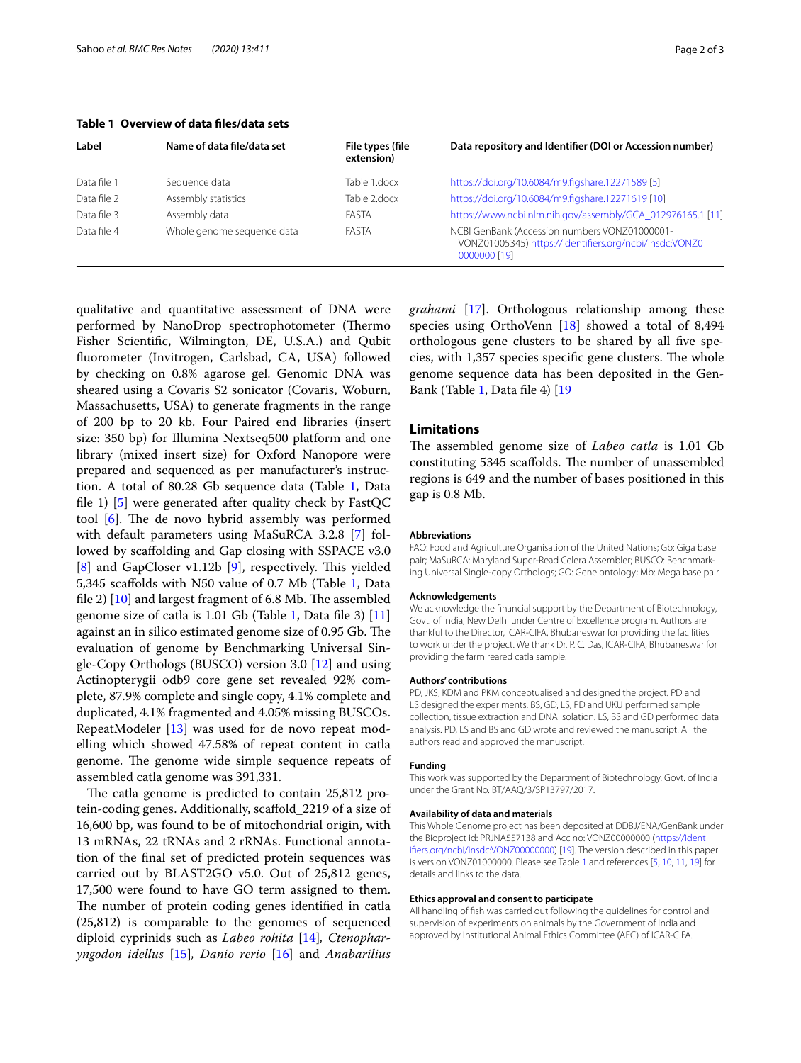**Table 1 Overview of data files/data sets**

| Label | Name of data file/data set | File types (file extension) | Data repository and Identifier (DOI or Accession number) |
|---|---|---|---|
| Data file 1 | Sequence data | Table 1.docx | https://doi.org/10.6084/m9.figshare.12271589 [5] |
| Data file 2 | Assembly statistics | Table 2.docx | https://doi.org/10.6084/m9.figshare.12271619 [10] |
| Data file 3 | Assembly data | FASTA | https://www.ncbi.nlm.nih.gov/assembly/GCA_012976165.1 [11] |
| Data file 4 | Whole genome sequence data | FASTA | NCBI GenBank (Accession numbers VONZ01000001-VONZ01005345) https://identifiers.org/ncbi/insdc:VONZ00000000 [19] |

qualitative and quantitative assessment of DNA were performed by NanoDrop spectrophotometer (Thermo Fisher Scientific, Wilmington, DE, U.S.A.) and Qubit fluorometer (Invitrogen, Carlsbad, CA, USA) followed by checking on 0.8% agarose gel. Genomic DNA was sheared using a Covaris S2 sonicator (Covaris, Woburn, Massachusetts, USA) to generate fragments in the range of 200 bp to 20 kb. Four Paired end libraries (insert size: 350 bp) for Illumina Nextseq500 platform and one library (mixed insert size) for Oxford Nanopore were prepared and sequenced as per manufacturer's instruction. A total of 80.28 Gb sequence data (Table 1, Data file 1) [5] were generated after quality check by FastQC tool [6]. The de novo hybrid assembly was performed with default parameters using MaSuRCA 3.2.8 [7] followed by scaffolding and Gap closing with SSPACE v3.0 [8] and GapCloser v1.12b [9], respectively. This yielded 5,345 scaffolds with N50 value of 0.7 Mb (Table 1, Data file 2) [10] and largest fragment of 6.8 Mb. The assembled genome size of catla is 1.01 Gb (Table 1, Data file 3) [11] against an in silico estimated genome size of 0.95 Gb. The evaluation of genome by Benchmarking Universal Single-Copy Orthologs (BUSCO) version 3.0 [12] and using Actinopterygii odb9 core gene set revealed 92% complete, 87.9% complete and single copy, 4.1% complete and duplicated, 4.1% fragmented and 4.05% missing BUSCOs. RepeatModeler [13] was used for de novo repeat modelling which showed 47.58% of repeat content in catla genome. The genome wide simple sequence repeats of assembled catla genome was 391,331.

The catla genome is predicted to contain 25,812 protein-coding genes. Additionally, scaffold_2219 of a size of 16,600 bp, was found to be of mitochondrial origin, with 13 mRNAs, 22 tRNAs and 2 rRNAs. Functional annotation of the final set of predicted protein sequences was carried out by BLAST2GO v5.0. Out of 25,812 genes, 17,500 were found to have GO term assigned to them. The number of protein coding genes identified in catla (25,812) is comparable to the genomes of sequenced diploid cyprinids such as *Labeo rohita* [14], *Ctenopharyngodon idellus* [15], *Danio rerio* [16] and *Anabarilius grahami* [17]. Orthologous relationship among these species using OrthoVenn [18] showed a total of 8,494 orthologous gene clusters to be shared by all five species, with 1,357 species specific gene clusters. The whole genome sequence data has been deposited in the GenBank (Table 1, Data file 4) [19

## Limitations

The assembled genome size of *Labeo catla* is 1.01 Gb constituting 5345 scaffolds. The number of unassembled regions is 649 and the number of bases positioned in this gap is 0.8 Mb.

#### Abbreviations

FAO: Food and Agriculture Organisation of the United Nations; Gb: Giga base pair; MaSuRCA: Maryland Super-Read Celera Assembler; BUSCO: Benchmarking Universal Single-copy Orthologs; GO: Gene ontology; Mb: Mega base pair.

#### Acknowledgements

We acknowledge the financial support by the Department of Biotechnology, Govt. of India, New Delhi under Centre of Excellence program. Authors are thankful to the Director, ICAR-CIFA, Bhubaneswar for providing the facilities to work under the project. We thank Dr. P. C. Das, ICAR-CIFA, Bhubaneswar for providing the farm reared catla sample.

#### Authors' contributions

PD, JKS, KDM and PKM conceptualised and designed the project. PD and LS designed the experiments. BS, GD, LS, PD and UKU performed sample collection, tissue extraction and DNA isolation. LS, BS and GD performed data analysis. PD, LS and BS and GD wrote and reviewed the manuscript. All the authors read and approved the manuscript.

#### Funding

This work was supported by the Department of Biotechnology, Govt. of India under the Grant No. BT/AAQ/3/SP13797/2017.

#### Availability of data and materials

This Whole Genome project has been deposited at DDBJ/ENA/GenBank under the Bioproject id: PRJNA557138 and Acc no: VONZ00000000 (https://identifiers.org/ncbi/insdc:VONZ00000000) [19]. The version described in this paper is version VONZ01000000. Please see Table 1 and references [5, 10, 11, 19] for details and links to the data.

#### Ethics approval and consent to participate

All handling of fish was carried out following the guidelines for control and supervision of experiments on animals by the Government of India and approved by Institutional Animal Ethics Committee (AEC) of ICAR-CIFA.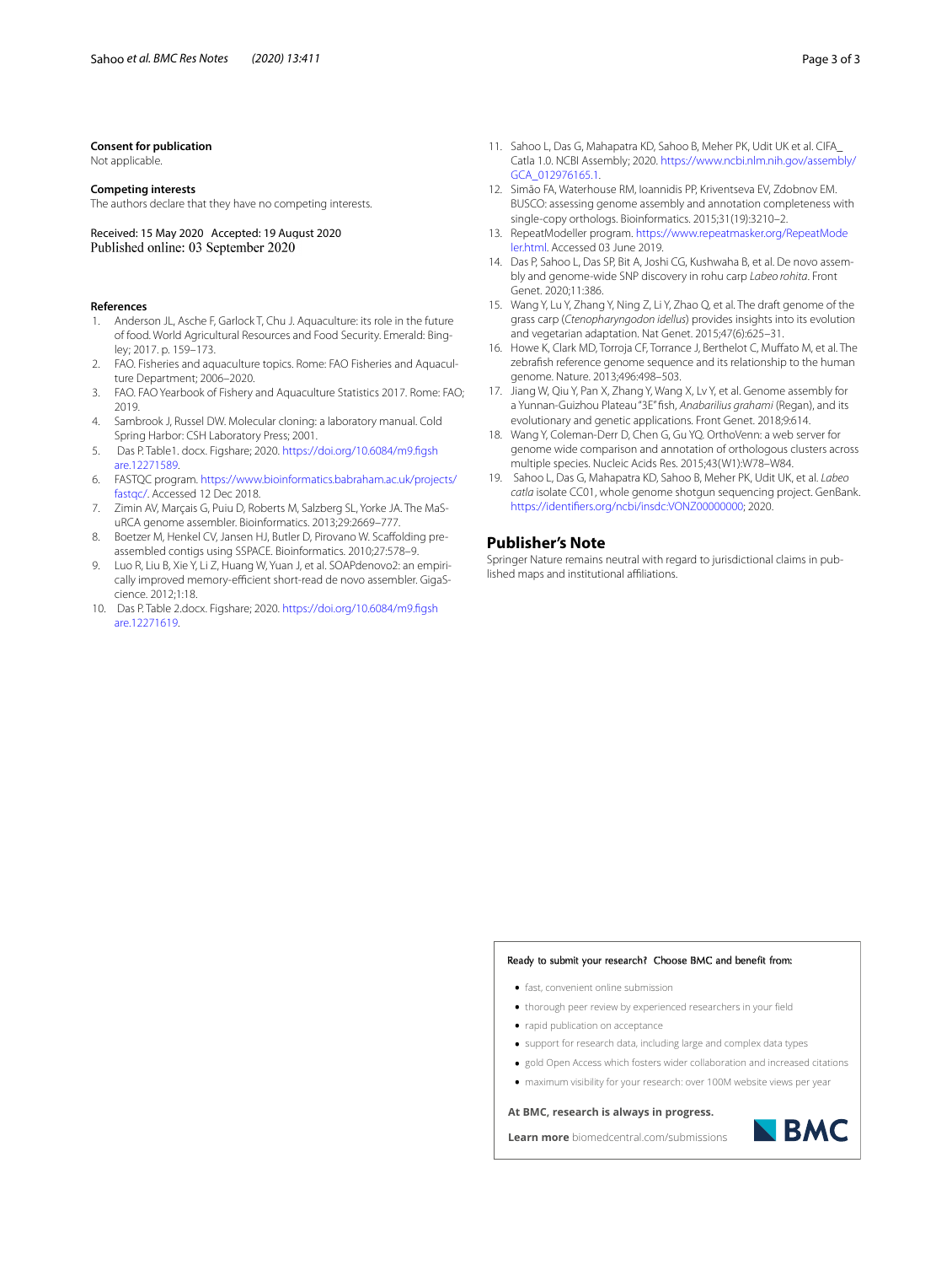**Consent for publication**
Not applicable.

**Competing interests**
The authors declare that they have no competing interests.

Received: 15 May 2020 Accepted: 19 August 2020
Published online: 03 September 2020

**References**

1. Anderson JL, Asche F, Garlock T, Chu J. Aquaculture: its role in the future of food. World Agricultural Resources and Food Security. Emerald: Bingley; 2017. p. 159–173.
2. FAO. Fisheries and aquaculture topics. Rome: FAO Fisheries and Aquaculture Department; 2006–2020.
3. FAO. FAO Yearbook of Fishery and Aquaculture Statistics 2017. Rome: FAO; 2019.
4. Sambrook J, Russel DW. Molecular cloning: a laboratory manual. Cold Spring Harbor: CSH Laboratory Press; 2001.
5. Das P. Table1. docx. Figshare; 2020. https://doi.org/10.6084/m9.figshare.12271589.
6. FASTQC program. https://www.bioinformatics.babraham.ac.uk/projects/fastqc/. Accessed 12 Dec 2018.
7. Zimin AV, Marçais G, Puiu D, Roberts M, Salzberg SL, Yorke JA. The MaSuRCA genome assembler. Bioinformatics. 2013;29:2669–777.
8. Boetzer M, Henkel CV, Jansen HJ, Butler D, Pirovano W. Scaffolding pre-assembled contigs using SSPACE. Bioinformatics. 2010;27:578–9.
9. Luo R, Liu B, Xie Y, Li Z, Huang W, Yuan J, et al. SOAPdenovo2: an empirically improved memory-efficient short-read de novo assembler. GigaScience. 2012;1:18.
10. Das P. Table 2.docx. Figshare; 2020. https://doi.org/10.6084/m9.figshare.12271619.
11. Sahoo L, Das G, Mahapatra KD, Sahoo B, Meher PK, Udit UK et al. CIFA_Catla 1.0. NCBI Assembly; 2020. https://www.ncbi.nlm.nih.gov/assembly/GCA_012976165.1.
12. Simão FA, Waterhouse RM, Ioannidis PP, Kriventseva EV, Zdobnov EM. BUSCO: assessing genome assembly and annotation completeness with single-copy orthologs. Bioinformatics. 2015;31(19):3210–2.
13. RepeatModeller program. https://www.repeatmasker.org/RepeatModeller.html. Accessed 03 June 2019.
14. Das P, Sahoo L, Das SP, Bit A, Joshi CG, Kushwaha B, et al. De novo assembly and genome-wide SNP discovery in rohu carp *Labeo rohita*. Front Genet. 2020;11:386.
15. Wang Y, Lu Y, Zhang Y, Ning Z, Li Y, Zhao Q, et al. The draft genome of the grass carp (*Ctenopharyngodon idellus*) provides insights into its evolution and vegetarian adaptation. Nat Genet. 2015;47(6):625–31.
16. Howe K, Clark MD, Torroja CF, Torrance J, Berthelot C, Muffato M, et al. The zebrafish reference genome sequence and its relationship to the human genome. Nature. 2013;496:498–503.
17. Jiang W, Qiu Y, Pan X, Zhang Y, Wang X, Lv Y, et al. Genome assembly for a Yunnan-Guizhou Plateau "3E" fish, *Anabarilius grahami* (Regan), and its evolutionary and genetic applications. Front Genet. 2018;9:614.
18. Wang Y, Coleman-Derr D, Chen G, Gu YQ. OrthoVenn: a web server for genome wide comparison and annotation of orthologous clusters across multiple species. Nucleic Acids Res. 2015;43(W1):W78–W84.
19. Sahoo L, Das G, Mahapatra KD, Sahoo B, Meher PK, Udit UK, et al. *Labeo catla* isolate CC01, whole genome shotgun sequencing project. GenBank. https://identifiers.org/ncbi/insdc:VONZ00000000; 2020.

## Publisher's Note

Springer Nature remains neutral with regard to jurisdictional claims in published maps and institutional affiliations.

Ready to submit your research? Choose BMC and benefit from:

- fast, convenient online submission
- thorough peer review by experienced researchers in your field
- rapid publication on acceptance
- support for research data, including large and complex data types
- gold Open Access which fosters wider collaboration and increased citations
- maximum visibility for your research: over 100M website views per year

**At BMC, research is always in progress.**

**Learn more** biomedcentral.com/submissions

BMC